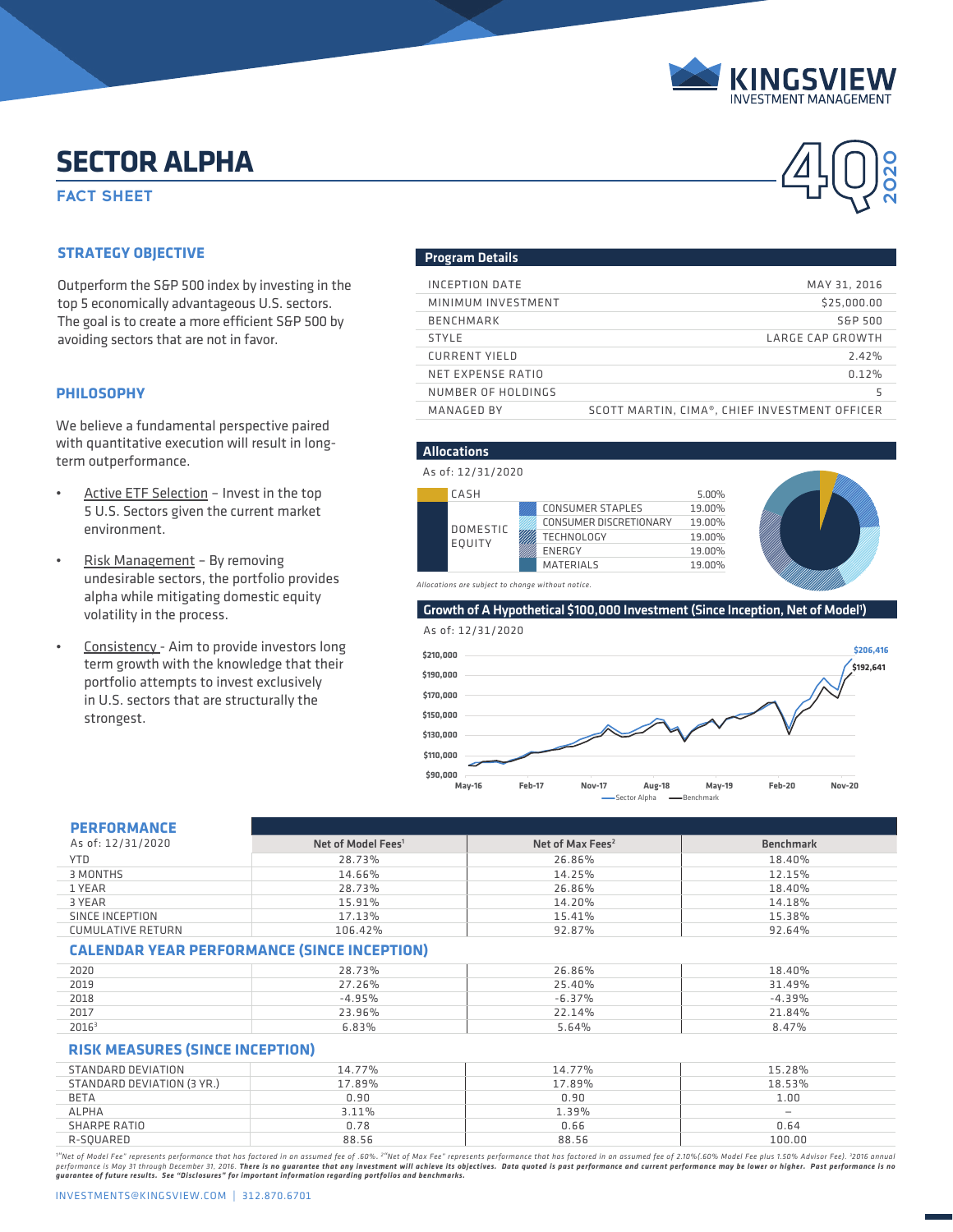# SECTOR ALPHA

## FACT SHEET

### STRATEGY OBJECTIVE

Outperform the S&P 500 index by investing in the top 5 economically advantageous U.S. sectors. The goal is to create a more efficient S&P 500 by avoiding sectors that are not in favor.

### PHILOSOPHY

We believe a fundamental perspective paired with quantitative execution will result in long-term outperformance.

- Active ETF Selection – Invest in the top 5 U.S. Sectors given the current market environment.
- Risk Management – By removing undesirable sectors, the portfolio provides alpha while mitigating domestic equity volatility in the process.
- Consistency - Aim to provide investors long term growth with the knowledge that their portfolio attempts to invest exclusively in U.S. sectors that are structurally the strongest.

### Program Details

| | |
|---|---|
| INCEPTION DATE | MAY 31, 2016 |
| MINIMUM INVESTMENT | $25,000.00 |
| BENCHMARK | S&P 500 |
| STYLE | LARGE CAP GROWTH |
| CURRENT YIELD | 2.42% |
| NET EXPENSE RATIO | 0.12% |
| NUMBER OF HOLDINGS | 5 |
| MANAGED BY | SCOTT MARTIN, CIMA®, CHIEF INVESTMENT OFFICER |

### Allocations

As of: 12/31/2020

| | | |
|---|---|---|
| CASH | | 5.00% |
| DOMESTIC EQUITY | CONSUMER STAPLES | 19.00% |
| | CONSUMER DISCRETIONARY | 19.00% |
| | TECHNOLOGY | 19.00% |
| | ENERGY | 19.00% |
| | MATERIALS | 19.00% |

*Allocations are subject to change without notice.*

### Growth of A Hypothetical $100,000 Investment (Since Inception, Net of Model[1])

As of: 12/31/2020

Sector Alpha: $206,416 — Benchmark: $192,641

### PERFORMANCE

As of: 12/31/2020

| | Net of Model Fees[1] | Net of Max Fees[2] | Benchmark |
|---|---|---|---|
| YTD | 28.73% | 26.86% | 18.40% |
| 3 MONTHS | 14.66% | 14.25% | 12.15% |
| 1 YEAR | 28.73% | 26.86% | 18.40% |
| 3 YEAR | 15.91% | 14.20% | 14.18% |
| SINCE INCEPTION | 17.13% | 15.41% | 15.38% |
| CUMULATIVE RETURN | 106.42% | 92.87% | 92.64% |

### CALENDAR YEAR PERFORMANCE (SINCE INCEPTION)

| | Net of Model Fees[1] | Net of Max Fees[2] | Benchmark |
|---|---|---|---|
| 2020 | 28.73% | 26.86% | 18.40% |
| 2019 | 27.26% | 25.40% | 31.49% |
| 2018 | -4.95% | -6.37% | -4.39% |
| 2017 | 23.96% | 22.14% | 21.84% |
| 2016[3] | 6.83% | 5.64% | 8.47% |

### RISK MEASURES (SINCE INCEPTION)

| | Net of Model Fees[1] | Net of Max Fees[2] | Benchmark |
|---|---|---|---|
| STANDARD DEVIATION | 14.77% | 14.77% | 15.28% |
| STANDARD DEVIATION (3 YR.) | 17.89% | 17.89% | 18.53% |
| BETA | 0.90 | 0.90 | 1.00 |
| ALPHA | 3.11% | 1.39% | – |
| SHARPE RATIO | 0.78 | 0.66 | 0.64 |
| R-SQUARED | 88.56 | 88.56 | 100.00 |

[1]"Net of Model Fee" represents performance that has factored in an assumed fee of .60%. [2]"Net of Max Fee" represents performance that has factored in an assumed fee of 2.10%(.60% Model Fee plus 1.50% Advisor Fee). [3]2016 annual performance is May 31 through December 31, 2016. ***There is no guarantee that any investment will achieve its objectives. Data quoted is past performance and current performance may be lower or higher. Past performance is no guarantee of future results. See "Disclosures" for important information regarding portfolios and benchmarks.***

INVESTMENTS@KINGSVIEW.COM | 312.870.6701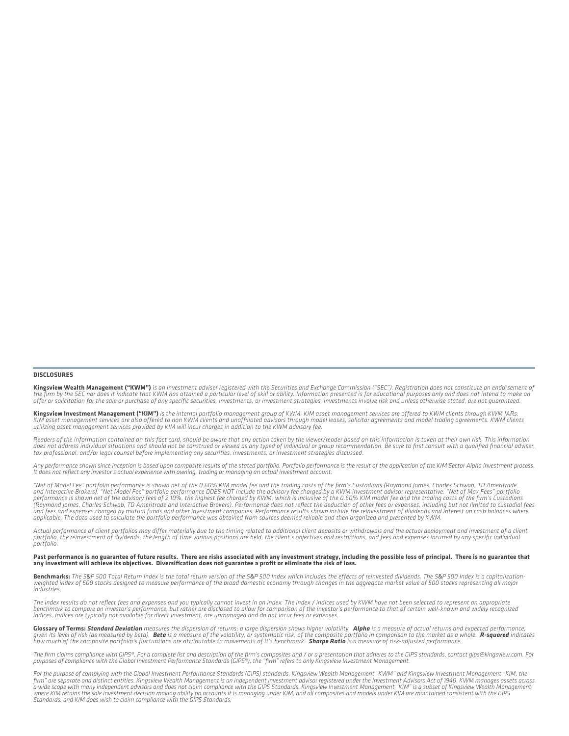## DISCLOSURES

**Kingsview Wealth Management ("KWM")** *is an investment adviser registered with the Securities and Exchange Commission ("SEC"). Registration does not constitute an endorsement of the firm by the SEC nor does it indicate that KWM has attained a particular level of skill or ability. Information presented is for educational purposes only and does not intend to make an offer or solicitation for the sale or purchase of any specific securities, investments, or investment strategies. Investments involve risk and unless otherwise stated, are not guaranteed.*

**Kingsview Investment Management ("KIM")** *is the internal portfolio management group of KWM. KIM asset management services are offered to KWM clients through KWM IARs. KIM asset management services are also offered to non KWM clients and unaffiliated advisors through model leases, solicitor agreements and model trading agreements. KWM clients utilizing asset management services provided by KIM will incur charges in addition to the KWM advisory fee.*

*Readers of the information contained on this fact card, should be aware that any action taken by the viewer/reader based on this information is taken at their own risk. This information does not address individual situations and should not be construed or viewed as any typed of individual or group recommendation. Be sure to first consult with a qualified financial adviser, tax professional, and/or legal counsel before implementing any securities, investments, or investment strategies discussed.*

*Any performance shown since inception is based upon composite results of the stated portfolio. Portfolio performance is the result of the application of the KIM Sector Alpha investment process. It does not reflect any investor's actual experience with owning, trading or managing an actual investment account.*

*"Net of Model Fee" portfolio performance is shown net of the 0.60% KIM model fee and the trading costs of the firm's Custodians (Raymond James, Charles Schwab, TD Ameritrade and Interactive Brokers). "Net Model Fee" portfolio performance DOES NOT include the advisory fee charged by a KWM investment advisor representative. "Net of Max Fees" portfolio performance is shown net of the advisory fees of 2.10%, the highest fee charged by KWM, which is inclusive of the 0.60% KIM model fee and the trading costs of the firm's Custodians (Raymond James, Charles Schwab, TD Ameritrade and Interactive Brokers). Performance does not reflect the deduction of other fees or expenses, including but not limited to custodial fees and fees and expenses charged by mutual funds and other investment companies. Performance results shown include the reinvestment of dividends and interest on cash balances where applicable. The data used to calculate the portfolio performance was obtained from sources deemed reliable and then organized and presented by KWM.*

*Actual performance of client portfolios may differ materially due to the timing related to additional client deposits or withdrawals and the actual deployment and investment of a client portfolio, the reinvestment of dividends, the length of time various positions are held, the client's objectives and restrictions, and fees and expenses incurred by any specific individual portfolio.*

**Past performance is no guarantee of future results. There are risks associated with any investment strategy, including the possible loss of principal. There is no guarantee that any investment will achieve its objectives. Diversification does not guarantee a profit or eliminate the risk of loss.**

**Benchmarks:** *The S&P 500 Total Return Index is the total return version of the S&P 500 Index which includes the effects of reinvested dividends. The S&P 500 Index is a capitalization-weighted index of 500 stocks designed to measure performance of the broad domestic economy through changes in the aggregate market value of 500 stocks representing all major industries.*

*The index results do not reflect fees and expenses and you typically cannot invest in an index. The index / indices used by KWM have not been selected to represent an appropriate benchmark to compare an investor's performance, but rather are disclosed to allow for comparison of the investor's performance to that of certain well-known and widely recognized indices. Indices are typically not available for direct investment, are unmanaged and do not incur fees or expenses.*

**Glossary of Terms:** ***Standard Deviation*** *measures the dispersion of returns; a large dispersion shows higher volatility.* ***Alpha*** *is a measure of actual returns and expected performance, given its level of risk (as measured by beta).* ***Beta*** *is a measure of the volatility, or systematic risk, of the composite portfolio in comparison to the market as a whole.* ***R-squared*** *indicates how much of the composite portfolio's fluctuations are attributable to movements of it's benchmark.* ***Sharpe Ratio*** *is a measure of risk-adjusted performance.*

*The firm claims compliance with GIPS®. For a complete list and description of the firm's composites and / or a presentation that adheres to the GIPS standards, contact gips@kingsview.com. For purposes of compliance with the Global Investment Performance Standards (GIPS®), the "firm" refers to only Kingsview Investment Management.*

*For the purpose of complying with the Global Investment Performance Standards (GIPS) standards, Kingsview Wealth Management "KWM" and Kingsview Investment Management "KIM, the firm" are separate and distinct entities. Kingsview Wealth Management is an independent investment advisor registered under the Investment Advisors Act of 1940. KWM manages assets across a wide scope with many independent advisors and does not claim compliance with the GIPS Standards. Kingsview Investment Management "KIM" is a subset of Kingsview Wealth Management where KIM retains the sole investment decision making ability on accounts it is managing under KIM, and all composites and models under KIM are maintained consistent with the GIPS Standards, and KIM does wish to claim compliance with the GIPS Standards.*